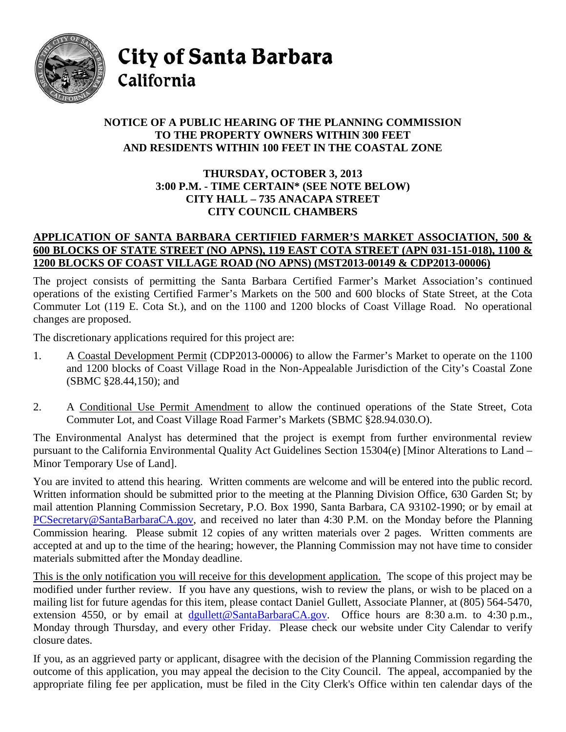# City of Santa Barbara
## California

**NOTICE OF A PUBLIC HEARING OF THE PLANNING COMMISSION TO THE PROPERTY OWNERS WITHIN 300 FEET AND RESIDENTS WITHIN 100 FEET IN THE COASTAL ZONE**

**THURSDAY, OCTOBER 3, 2013**
**3:00 P.M. - TIME CERTAIN* (SEE NOTE BELOW)**
**CITY HALL – 735 ANACAPA STREET**
**CITY COUNCIL CHAMBERS**

**APPLICATION OF SANTA BARBARA CERTIFIED FARMER'S MARKET ASSOCIATION, 500 & 600 BLOCKS OF STATE STREET (NO APNS), 119 EAST COTA STREET (APN 031-151-018), 1100 & 1200 BLOCKS OF COAST VILLAGE ROAD (NO APNS) (MST2013-00149 & CDP2013-00006)**

The project consists of permitting the Santa Barbara Certified Farmer's Market Association's continued operations of the existing Certified Farmer's Markets on the 500 and 600 blocks of State Street, at the Cota Commuter Lot (119 E. Cota St.), and on the 1100 and 1200 blocks of Coast Village Road. No operational changes are proposed.

The discretionary applications required for this project are:

1. A Coastal Development Permit (CDP2013-00006) to allow the Farmer's Market to operate on the 1100 and 1200 blocks of Coast Village Road in the Non-Appealable Jurisdiction of the City's Coastal Zone (SBMC §28.44,150); and

2. A Conditional Use Permit Amendment to allow the continued operations of the State Street, Cota Commuter Lot, and Coast Village Road Farmer's Markets (SBMC §28.94.030.O).

The Environmental Analyst has determined that the project is exempt from further environmental review pursuant to the California Environmental Quality Act Guidelines Section 15304(e) [Minor Alterations to Land – Minor Temporary Use of Land].

You are invited to attend this hearing. Written comments are welcome and will be entered into the public record. Written information should be submitted prior to the meeting at the Planning Division Office, 630 Garden St; by mail attention Planning Commission Secretary, P.O. Box 1990, Santa Barbara, CA 93102-1990; or by email at PCSecretary@SantaBarbaraCA.gov, and received no later than 4:30 P.M. on the Monday before the Planning Commission hearing. Please submit 12 copies of any written materials over 2 pages. Written comments are accepted at and up to the time of the hearing; however, the Planning Commission may not have time to consider materials submitted after the Monday deadline.

This is the only notification you will receive for this development application. The scope of this project may be modified under further review. If you have any questions, wish to review the plans, or wish to be placed on a mailing list for future agendas for this item, please contact Daniel Gullett, Associate Planner, at (805) 564-5470, extension 4550, or by email at dgullett@SantaBarbaraCA.gov. Office hours are 8:30 a.m. to 4:30 p.m., Monday through Thursday, and every other Friday. Please check our website under City Calendar to verify closure dates.

If you, as an aggrieved party or applicant, disagree with the decision of the Planning Commission regarding the outcome of this application, you may appeal the decision to the City Council. The appeal, accompanied by the appropriate filing fee per application, must be filed in the City Clerk's Office within ten calendar days of the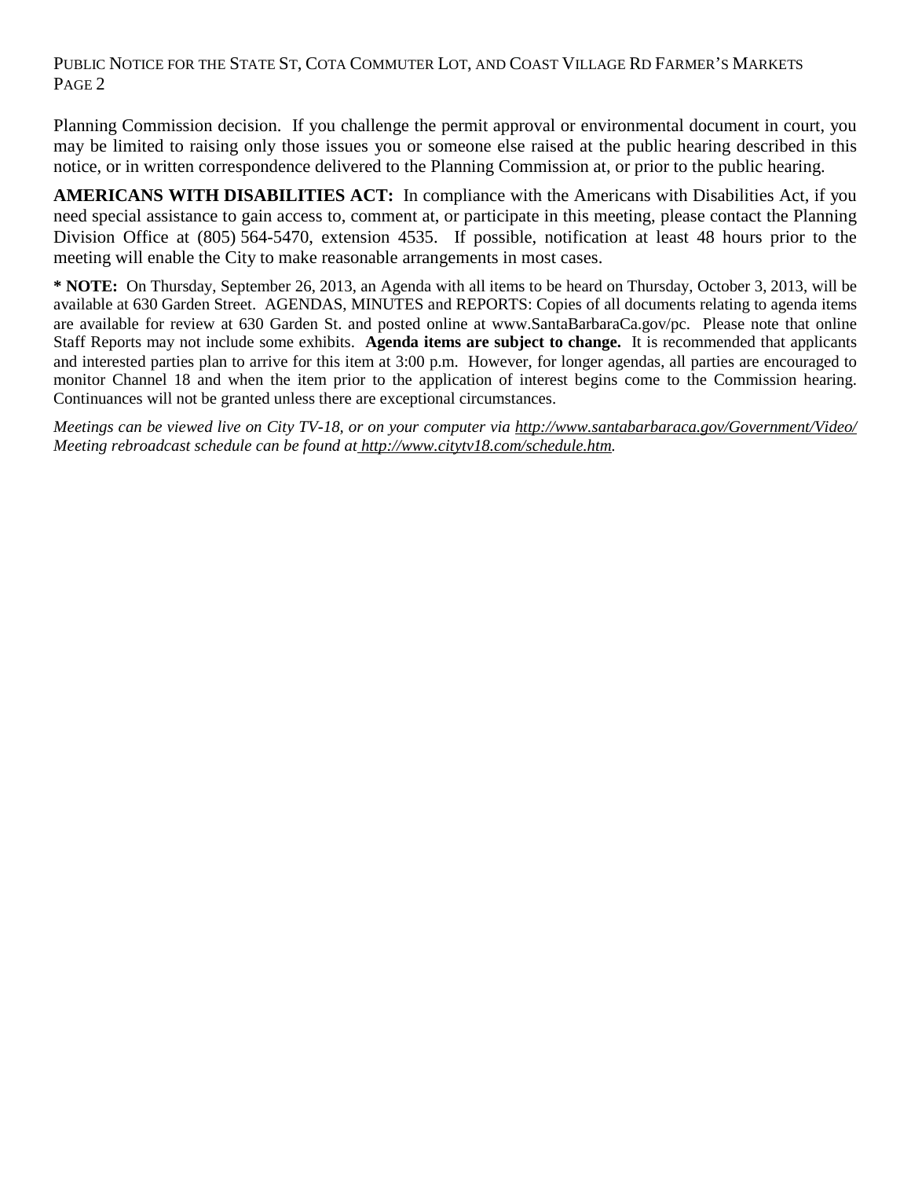Planning Commission decision. If you challenge the permit approval or environmental document in court, you may be limited to raising only those issues you or someone else raised at the public hearing described in this notice, or in written correspondence delivered to the Planning Commission at, or prior to the public hearing.

**AMERICANS WITH DISABILITIES ACT:** In compliance with the Americans with Disabilities Act, if you need special assistance to gain access to, comment at, or participate in this meeting, please contact the Planning Division Office at (805) 564-5470, extension 4535. If possible, notification at least 48 hours prior to the meeting will enable the City to make reasonable arrangements in most cases.

**\* NOTE:** On Thursday, September 26, 2013, an Agenda with all items to be heard on Thursday, October 3, 2013, will be available at 630 Garden Street. AGENDAS, MINUTES and REPORTS: Copies of all documents relating to agenda items are available for review at 630 Garden St. and posted online at www.SantaBarbaraCa.gov/pc. Please note that online Staff Reports may not include some exhibits. **Agenda items are subject to change.** It is recommended that applicants and interested parties plan to arrive for this item at 3:00 p.m. However, for longer agendas, all parties are encouraged to monitor Channel 18 and when the item prior to the application of interest begins come to the Commission hearing. Continuances will not be granted unless there are exceptional circumstances.

*Meetings can be viewed live on City TV-18, or on your computer via http://www.santabarbaraca.gov/Government/Video/ Meeting rebroadcast schedule can be found at http://www.citytv18.com/schedule.htm.*